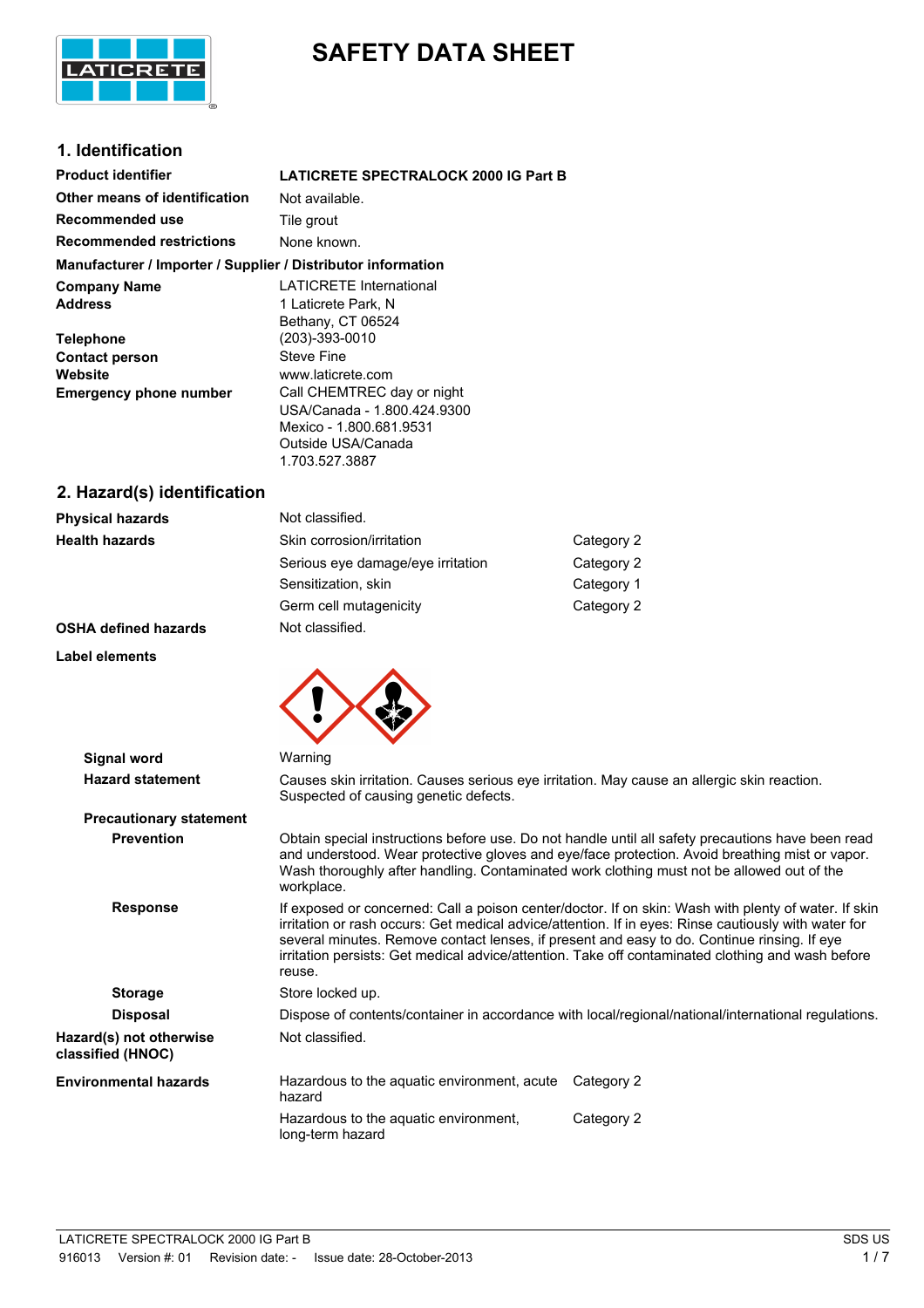# SAFETY DATA SHEET

## 1. Identification

| | |
|---|---|
| **Product identifier** | **LATICRETE SPECTRALOCK 2000 IG Part B** |
| **Other means of identification** | Not available. |
| **Recommended use** | Tile grout |
| **Recommended restrictions** | None known. |

**Manufacturer / Importer / Supplier / Distributor information**

| | |
|---|---|
| **Company Name** | LATICRETE International |
| **Address** | 1 Laticrete Park, N<br>Bethany, CT 06524 |
| **Telephone** | (203)-393-0010 |
| **Contact person** | Steve Fine |
| **Website** | www.laticrete.com |
| **Emergency phone number** | Call CHEMTREC day or night<br>USA/Canada - 1.800.424.9300<br>Mexico - 1.800.681.9531<br>Outside USA/Canada<br>1.703.527.3887 |

## 2. Hazard(s) identification

| | | |
|---|---|---|
| **Physical hazards** | Not classified. | |
| **Health hazards** | Skin corrosion/irritation | Category 2 |
| | Serious eye damage/eye irritation | Category 2 |
| | Sensitization, skin | Category 1 |
| | Germ cell mutagenicity | Category 2 |
| **OSHA defined hazards** | Not classified. | |

**Label elements**

**Signal word** Warning

**Hazard statement** Causes skin irritation. Causes serious eye irritation. May cause an allergic skin reaction. Suspected of causing genetic defects.

**Precautionary statement**

**Prevention** Obtain special instructions before use. Do not handle until all safety precautions have been read and understood. Wear protective gloves and eye/face protection. Avoid breathing mist or vapor. Wash thoroughly after handling. Contaminated work clothing must not be allowed out of the workplace.

**Response** If exposed or concerned: Call a poison center/doctor. If on skin: Wash with plenty of water. If skin irritation or rash occurs: Get medical advice/attention. If in eyes: Rinse cautiously with water for several minutes. Remove contact lenses, if present and easy to do. Continue rinsing. If eye irritation persists: Get medical advice/attention. Take off contaminated clothing and wash before reuse.

**Storage** Store locked up.

**Disposal** Dispose of contents/container in accordance with local/regional/national/international regulations.

**Hazard(s) not otherwise classified (HNOC)** Not classified.

| | | |
|---|---|---|
| **Environmental hazards** | Hazardous to the aquatic environment, acute hazard | Category 2 |
| | Hazardous to the aquatic environment, long-term hazard | Category 2 |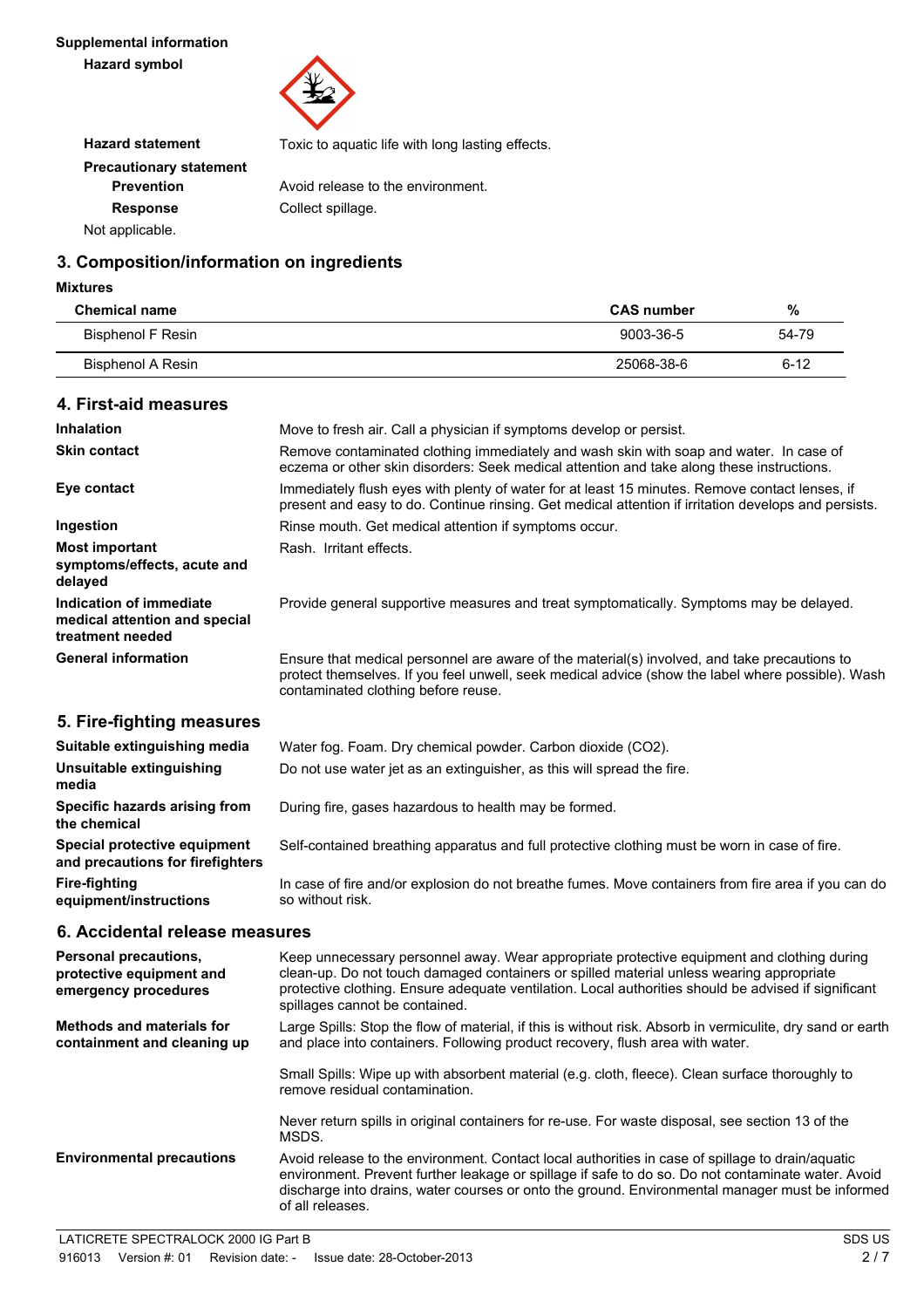**Supplemental information**

**Hazard symbol**

**Hazard statement** Toxic to aquatic life with long lasting effects.

**Precautionary statement**

**Prevention** Avoid release to the environment.

**Response** Collect spillage.

Not applicable.

## 3. Composition/information on ingredients

**Mixtures**

| Chemical name | CAS number | % |
|---|---|---|
| Bisphenol F Resin | 9003-36-5 | 54-79 |
| Bisphenol A Resin | 25068-38-6 | 6-12 |

## 4. First-aid measures

**Inhalation**
Move to fresh air. Call a physician if symptoms develop or persist.

**Skin contact**
Remove contaminated clothing immediately and wash skin with soap and water. In case of eczema or other skin disorders: Seek medical attention and take along these instructions.

**Eye contact**
Immediately flush eyes with plenty of water for at least 15 minutes. Remove contact lenses, if present and easy to do. Continue rinsing. Get medical attention if irritation develops and persists.

**Ingestion**
Rinse mouth. Get medical attention if symptoms occur.

**Most important symptoms/effects, acute and delayed**
Rash. Irritant effects.

**Indication of immediate medical attention and special treatment needed**
Provide general supportive measures and treat symptomatically. Symptoms may be delayed.

**General information**
Ensure that medical personnel are aware of the material(s) involved, and take precautions to protect themselves. If you feel unwell, seek medical advice (show the label where possible). Wash contaminated clothing before reuse.

## 5. Fire-fighting measures

**Suitable extinguishing media**
Water fog. Foam. Dry chemical powder. Carbon dioxide ($CO_2$).

**Unsuitable extinguishing media**
Do not use water jet as an extinguisher, as this will spread the fire.

**Specific hazards arising from the chemical**
During fire, gases hazardous to health may be formed.

**Special protective equipment and precautions for firefighters**
Self-contained breathing apparatus and full protective clothing must be worn in case of fire.

**Fire-fighting equipment/instructions**
In case of fire and/or explosion do not breathe fumes. Move containers from fire area if you can do so without risk.

## 6. Accidental release measures

**Personal precautions, protective equipment and emergency procedures**
Keep unnecessary personnel away. Wear appropriate protective equipment and clothing during clean-up. Do not touch damaged containers or spilled material unless wearing appropriate protective clothing. Ensure adequate ventilation. Local authorities should be advised if significant spillages cannot be contained.

**Methods and materials for containment and cleaning up**
Large Spills: Stop the flow of material, if this is without risk. Absorb in vermiculite, dry sand or earth and place into containers. Following product recovery, flush area with water.

Small Spills: Wipe up with absorbent material (e.g. cloth, fleece). Clean surface thoroughly to remove residual contamination.

Never return spills in original containers for re-use. For waste disposal, see section 13 of the MSDS.

**Environmental precautions**
Avoid release to the environment. Contact local authorities in case of spillage to drain/aquatic environment. Prevent further leakage or spillage if safe to do so. Do not contaminate water. Avoid discharge into drains, water courses or onto the ground. Environmental manager must be informed of all releases.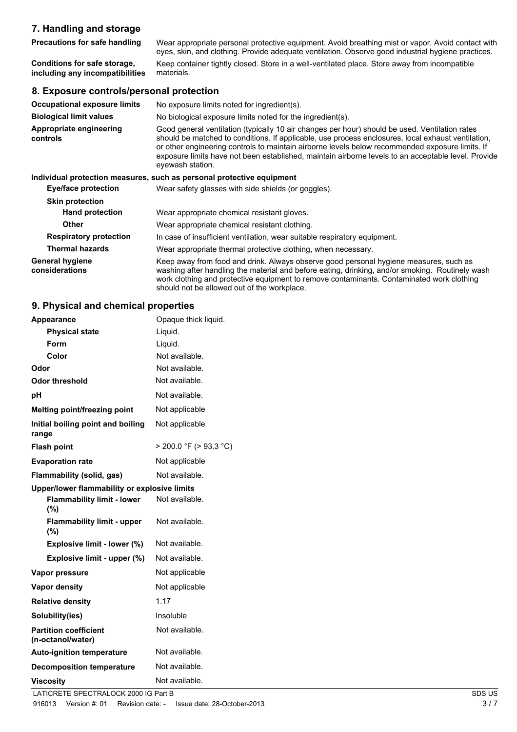## 7. Handling and storage

| | |
|---|---|
| **Precautions for safe handling** | Wear appropriate personal protective equipment. Avoid breathing mist or vapor. Avoid contact with eyes, skin, and clothing. Provide adequate ventilation. Observe good industrial hygiene practices. |
| **Conditions for safe storage, including any incompatibilities** | Keep container tightly closed. Store in a well-ventilated place. Store away from incompatible materials. |

## 8. Exposure controls/personal protection

| | |
|---|---|
| **Occupational exposure limits** | No exposure limits noted for ingredient(s). |
| **Biological limit values** | No biological exposure limits noted for the ingredient(s). |
| **Appropriate engineering controls** | Good general ventilation (typically 10 air changes per hour) should be used. Ventilation rates should be matched to conditions. If applicable, use process enclosures, local exhaust ventilation, or other engineering controls to maintain airborne levels below recommended exposure limits. If exposure limits have not been established, maintain airborne levels to an acceptable level. Provide eyewash station. |

**Individual protection measures, such as personal protective equipment**

| | |
|---|---|
| **Eye/face protection** | Wear safety glasses with side shields (or goggles). |
| **Skin protection** | |
| **Hand protection** | Wear appropriate chemical resistant gloves. |
| **Other** | Wear appropriate chemical resistant clothing. |
| **Respiratory protection** | In case of insufficient ventilation, wear suitable respiratory equipment. |
| **Thermal hazards** | Wear appropriate thermal protective clothing, when necessary. |
| **General hygiene considerations** | Keep away from food and drink. Always observe good personal hygiene measures, such as washing after handling the material and before eating, drinking, and/or smoking. Routinely wash work clothing and protective equipment to remove contaminants. Contaminated work clothing should not be allowed out of the workplace. |

## 9. Physical and chemical properties

| | |
|---|---|
| **Appearance** | Opaque thick liquid. |
| **Physical state** | Liquid. |
| **Form** | Liquid. |
| **Color** | Not available. |
| **Odor** | Not available. |
| **Odor threshold** | Not available. |
| **pH** | Not available. |
| **Melting point/freezing point** | Not applicable |
| **Initial boiling point and boiling range** | Not applicable |
| **Flash point** | > 200.0 °F (> 93.3 °C) |
| **Evaporation rate** | Not applicable |
| **Flammability (solid, gas)** | Not available. |
| **Upper/lower flammability or explosive limits** | |
| **Flammability limit - lower (%)** | Not available. |
| **Flammability limit - upper (%)** | Not available. |
| **Explosive limit - lower (%)** | Not available. |
| **Explosive limit - upper (%)** | Not available. |
| **Vapor pressure** | Not applicable |
| **Vapor density** | Not applicable |
| **Relative density** | 1.17 |
| **Solubility(ies)** | Insoluble |
| **Partition coefficient (n-octanol/water)** | Not available. |
| **Auto-ignition temperature** | Not available. |
| **Decomposition temperature** | Not available. |
| **Viscosity** | Not available. |

LATICRETE SPECTRALOCK 2000 IG Part B
916013 Version #: 01 Revision date: - Issue date: 28-October-2013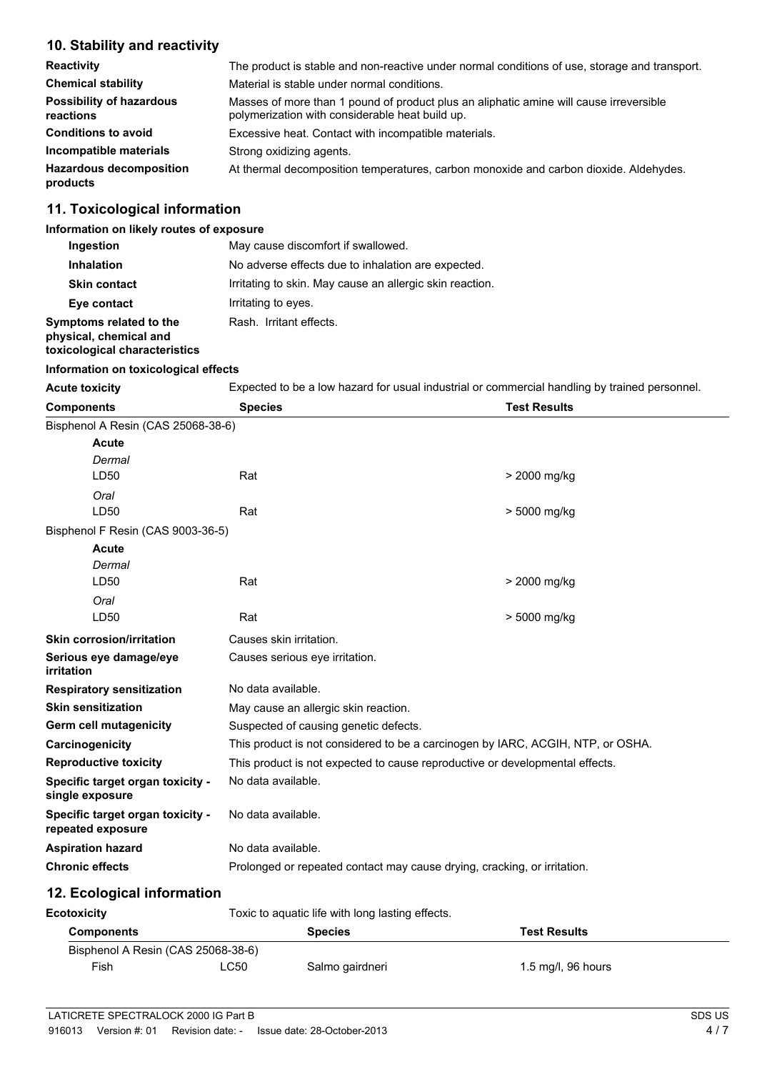## 10. Stability and reactivity

| | |
|---|---|
| **Reactivity** | The product is stable and non-reactive under normal conditions of use, storage and transport. |
| **Chemical stability** | Material is stable under normal conditions. |
| **Possibility of hazardous reactions** | Masses of more than 1 pound of product plus an aliphatic amine will cause irreversible polymerization with considerable heat build up. |
| **Conditions to avoid** | Excessive heat. Contact with incompatible materials. |
| **Incompatible materials** | Strong oxidizing agents. |
| **Hazardous decomposition products** | At thermal decomposition temperatures, carbon monoxide and carbon dioxide. Aldehydes. |

## 11. Toxicological information

**Information on likely routes of exposure**

| | |
|---|---|
| **Ingestion** | May cause discomfort if swallowed. |
| **Inhalation** | No adverse effects due to inhalation are expected. |
| **Skin contact** | Irritating to skin. May cause an allergic skin reaction. |
| **Eye contact** | Irritating to eyes. |
| **Symptoms related to the physical, chemical and toxicological characteristics** | Rash. Irritant effects. |

**Information on toxicological effects**

**Acute toxicity** Expected to be a low hazard for usual industrial or commercial handling by trained personnel.

| Components | Species | Test Results |
|---|---|---|
| Bisphenol A Resin (CAS 25068-38-6) | | |
| **Acute** | | |
| *Dermal* | | |
| LD50 | Rat | > 2000 mg/kg |
| *Oral* | | |
| LD50 | Rat | > 5000 mg/kg |
| Bisphenol F Resin (CAS 9003-36-5) | | |
| **Acute** | | |
| *Dermal* | | |
| LD50 | Rat | > 2000 mg/kg |
| *Oral* | | |
| LD50 | Rat | > 5000 mg/kg |

| | |
|---|---|
| **Skin corrosion/irritation** | Causes skin irritation. |
| **Serious eye damage/eye irritation** | Causes serious eye irritation. |
| **Respiratory sensitization** | No data available. |
| **Skin sensitization** | May cause an allergic skin reaction. |
| **Germ cell mutagenicity** | Suspected of causing genetic defects. |
| **Carcinogenicity** | This product is not considered to be a carcinogen by IARC, ACGIH, NTP, or OSHA. |
| **Reproductive toxicity** | This product is not expected to cause reproductive or developmental effects. |
| **Specific target organ toxicity - single exposure** | No data available. |
| **Specific target organ toxicity - repeated exposure** | No data available. |
| **Aspiration hazard** | No data available. |
| **Chronic effects** | Prolonged or repeated contact may cause drying, cracking, or irritation. |

## 12. Ecological information

**Ecotoxicity** Toxic to aquatic life with long lasting effects.

| Components | | Species | Test Results |
|---|---|---|---|
| Bisphenol A Resin (CAS 25068-38-6) | | | |
| Fish | LC50 | Salmo gairdneri | 1.5 mg/l, 96 hours |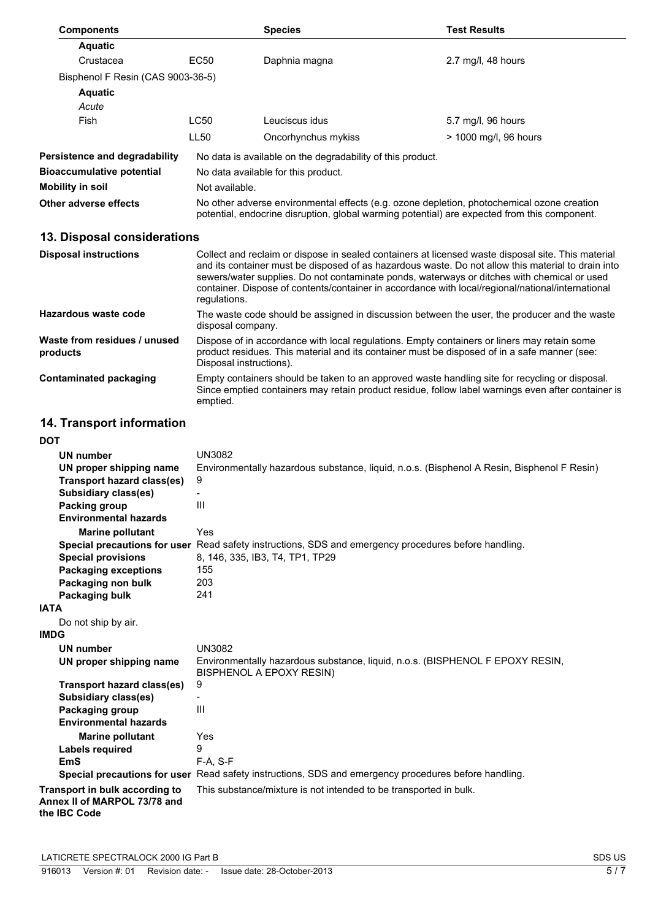| Components | | Species | Test Results |
|---|---|---|---|
| **Aquatic** | | | |
| Crustacea | EC50 | Daphnia magna | 2.7 mg/l, 48 hours |
| Bisphenol F Resin (CAS 9003-36-5) | | | |
| **Aquatic** | | | |
| *Acute* | | | |
| Fish | LC50 | Leuciscus idus | 5.7 mg/l, 96 hours |
| | LL50 | Oncorhynchus mykiss | > 1000 mg/l, 96 hours |

| | |
|---|---|
| **Persistence and degradability** | No data is available on the degradability of this product. |
| **Bioaccumulative potential** | No data available for this product. |
| **Mobility in soil** | Not available. |
| **Other adverse effects** | No other adverse environmental effects (e.g. ozone depletion, photochemical ozone creation potential, endocrine disruption, global warming potential) are expected from this component. |

## 13. Disposal considerations

| | |
|---|---|
| **Disposal instructions** | Collect and reclaim or dispose in sealed containers at licensed waste disposal site. This material and its container must be disposed of as hazardous waste. Do not allow this material to drain into sewers/water supplies. Do not contaminate ponds, waterways or ditches with chemical or used container. Dispose of contents/container in accordance with local/regional/national/international regulations. |
| **Hazardous waste code** | The waste code should be assigned in discussion between the user, the producer and the waste disposal company. |
| **Waste from residues / unused products** | Dispose of in accordance with local regulations. Empty containers or liners may retain some product residues. This material and its container must be disposed of in a safe manner (see: Disposal instructions). |
| **Contaminated packaging** | Empty containers should be taken to an approved waste handling site for recycling or disposal. Since emptied containers may retain product residue, follow label warnings even after container is emptied. |

## 14. Transport information

**DOT**

| | |
|---|---|
| **UN number** | UN3082 |
| **UN proper shipping name** | Environmentally hazardous substance, liquid, n.o.s. (Bisphenol A Resin, Bisphenol F Resin) |
| **Transport hazard class(es)** | 9 |
| **Subsidiary class(es)** | - |
| **Packing group** | III |
| **Environmental hazards** | |
| **Marine pollutant** | Yes |
| **Special precautions for user** | Read safety instructions, SDS and emergency procedures before handling. |
| **Special provisions** | 8, 146, 335, IB3, T4, TP1, TP29 |
| **Packaging exceptions** | 155 |
| **Packaging non bulk** | 203 |
| **Packaging bulk** | 241 |

**IATA**

Do not ship by air.

**IMDG**

| | |
|---|---|
| **UN number** | UN3082 |
| **UN proper shipping name** | Environmentally hazardous substance, liquid, n.o.s. (BISPHENOL F EPOXY RESIN, BISPHENOL A EPOXY RESIN) |
| **Transport hazard class(es)** | 9 |
| **Subsidiary class(es)** | - |
| **Packaging group** | III |
| **Environmental hazards** | |
| **Marine pollutant** | Yes |
| **Labels required** | 9 |
| **EmS** | F-A, S-F |
| **Special precautions for user** | Read safety instructions, SDS and emergency procedures before handling. |

| | |
|---|---|
| **Transport in bulk according to Annex II of MARPOL 73/78 and the IBC Code** | This substance/mixture is not intended to be transported in bulk. |

LATICRETE SPECTRALOCK 2000 IG Part B

916013 Version #: 01 Revision date: - Issue date: 28-October-2013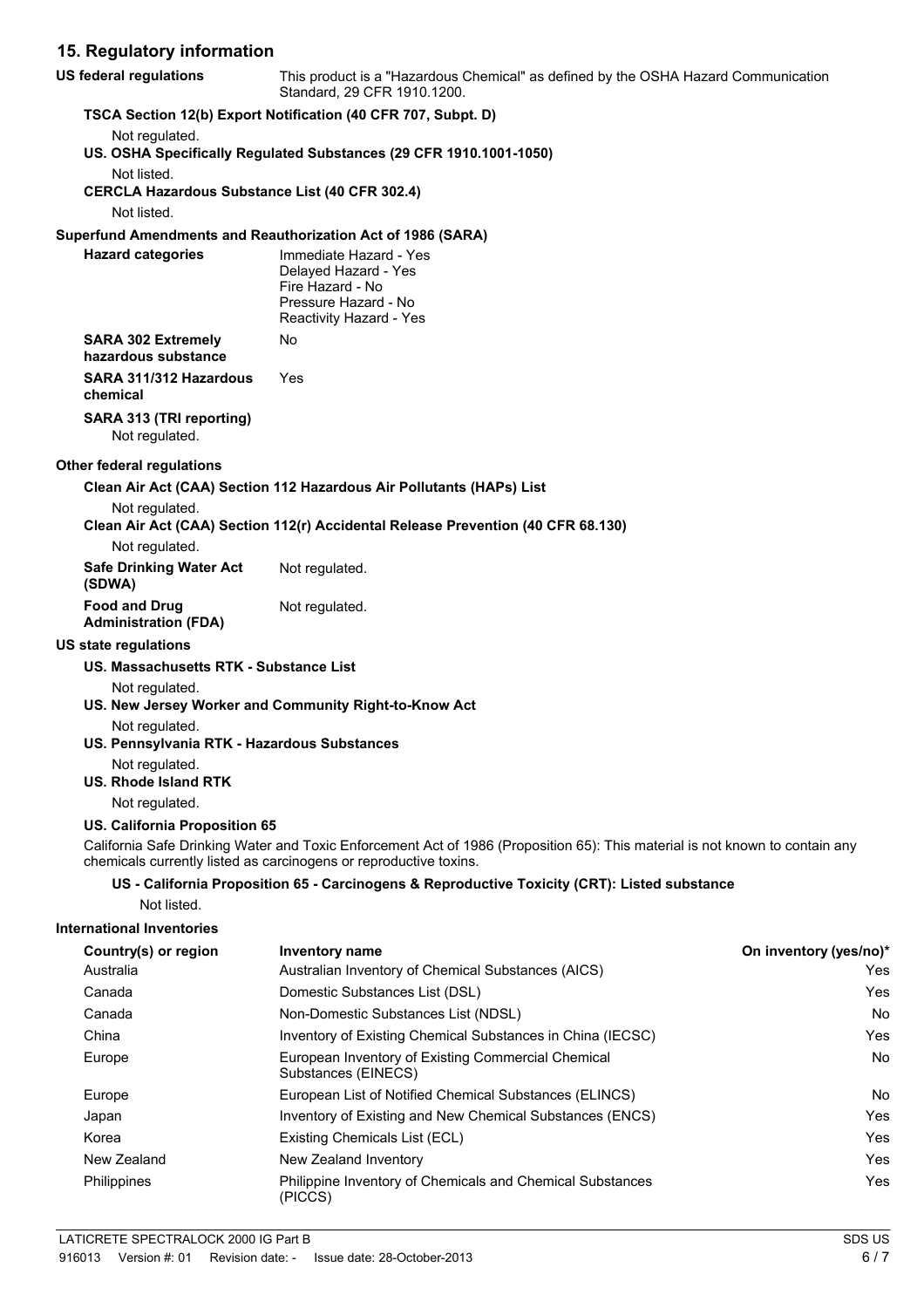## 15. Regulatory information

**US federal regulations** This product is a "Hazardous Chemical" as defined by the OSHA Hazard Communication Standard, 29 CFR 1910.1200.

**TSCA Section 12(b) Export Notification (40 CFR 707, Subpt. D)**

Not regulated.

**US. OSHA Specifically Regulated Substances (29 CFR 1910.1001-1050)**

Not listed.

**CERCLA Hazardous Substance List (40 CFR 302.4)**

Not listed.

**Superfund Amendments and Reauthorization Act of 1986 (SARA)**

**Hazard categories**
Immediate Hazard - Yes
Delayed Hazard - Yes
Fire Hazard - No
Pressure Hazard - No
Reactivity Hazard - Yes

**SARA 302 Extremely hazardous substance** No

**SARA 311/312 Hazardous chemical** Yes

**SARA 313 (TRI reporting)**

Not regulated.

**Other federal regulations**

**Clean Air Act (CAA) Section 112 Hazardous Air Pollutants (HAPs) List**

Not regulated.

**Clean Air Act (CAA) Section 112(r) Accidental Release Prevention (40 CFR 68.130)**

Not regulated.

**Safe Drinking Water Act (SDWA)** Not regulated.

**Food and Drug Administration (FDA)** Not regulated.

**US state regulations**

**US. Massachusetts RTK - Substance List**

Not regulated.

**US. New Jersey Worker and Community Right-to-Know Act**

Not regulated.

**US. Pennsylvania RTK - Hazardous Substances**

Not regulated.

**US. Rhode Island RTK**

Not regulated.

**US. California Proposition 65**

California Safe Drinking Water and Toxic Enforcement Act of 1986 (Proposition 65): This material is not known to contain any chemicals currently listed as carcinogens or reproductive toxins.

**US - California Proposition 65 - Carcinogens & Reproductive Toxicity (CRT): Listed substance**

Not listed.

**International Inventories**

| Country(s) or region | Inventory name | On inventory (yes/no)* |
|---|---|---|
| Australia | Australian Inventory of Chemical Substances (AICS) | Yes |
| Canada | Domestic Substances List (DSL) | Yes |
| Canada | Non-Domestic Substances List (NDSL) | No |
| China | Inventory of Existing Chemical Substances in China (IECSC) | Yes |
| Europe | European Inventory of Existing Commercial Chemical Substances (EINECS) | No |
| Europe | European List of Notified Chemical Substances (ELINCS) | No |
| Japan | Inventory of Existing and New Chemical Substances (ENCS) | Yes |
| Korea | Existing Chemicals List (ECL) | Yes |
| New Zealand | New Zealand Inventory | Yes |
| Philippines | Philippine Inventory of Chemicals and Chemical Substances (PICCS) | Yes |

LATICRETE SPECTRALOCK 2000 IG Part B
916013 Version #: 01 Revision date: - Issue date: 28-October-2013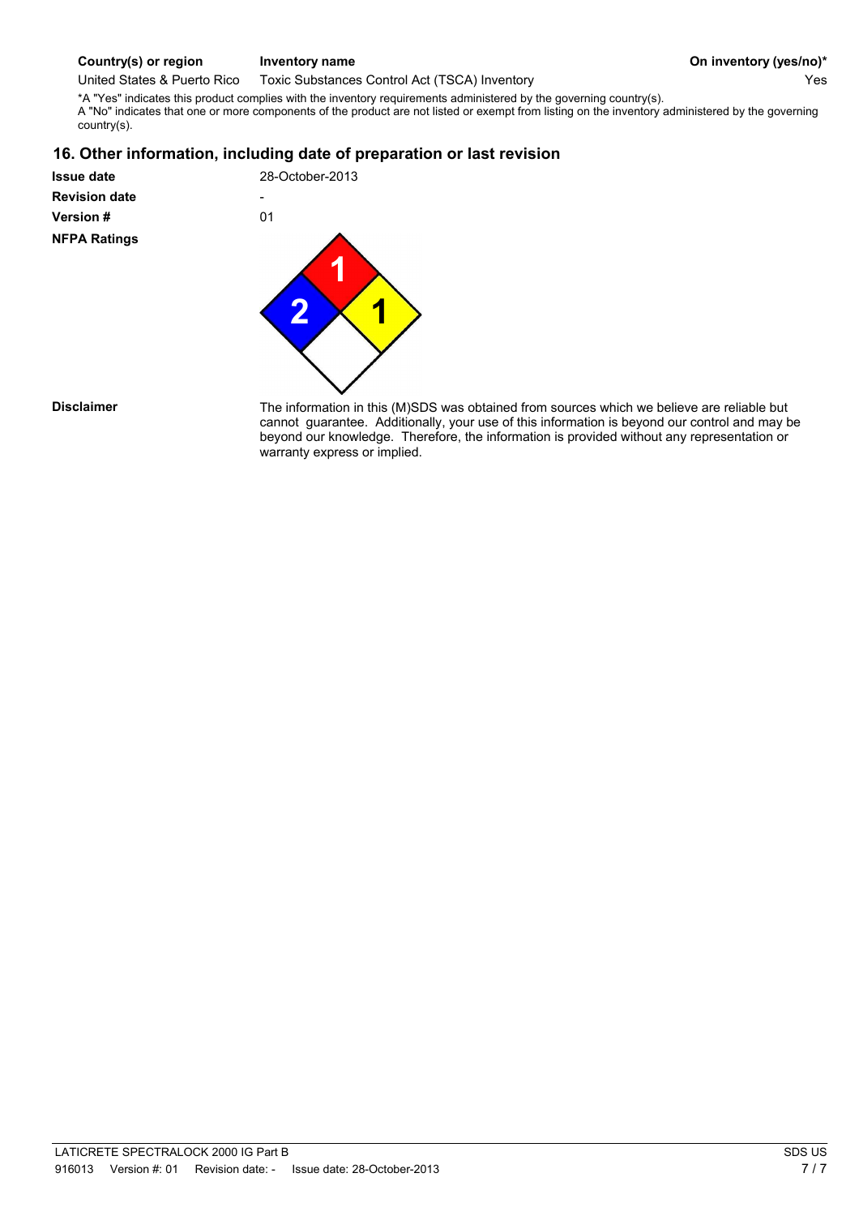| Country(s) or region | Inventory name | On inventory (yes/no)* |
| --- | --- | --- |
| United States & Puerto Rico | Toxic Substances Control Act (TSCA) Inventory | Yes |

*A "Yes" indicates this product complies with the inventory requirements administered by the governing country(s).
A "No" indicates that one or more components of the product are not listed or exempt from listing on the inventory administered by the governing country(s).

## 16. Other information, including date of preparation or last revision

**Issue date** 28-October-2013

**Revision date** -

**Version #** 01

**NFPA Ratings**

1

2

1

**Disclaimer**

The information in this (M)SDS was obtained from sources which we believe are reliable but cannot guarantee. Additionally, your use of this information is beyond our control and may be beyond our knowledge. Therefore, the information is provided without any representation or warranty express or implied.